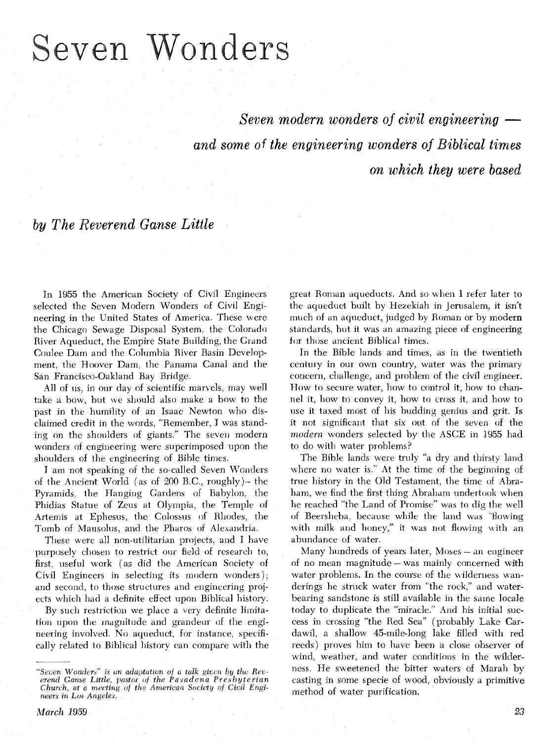# Seven Wonders

*Seven modern wonders of civil engineering — and some of the engineering wonders of Biblical times on which they were based*

*by The Reverend Ganse Little*

In 1955 the American Society of Civil Engineers selected the Seven Modern Wonders of Civil Engineering in the United States of America. These were the Chicago Sewage Disposal System, the Colorado River Aqueduct, the Empire State Building, the Grand Coulee Dam and the Columbia River Basin Development, the Hoover Dam, the Panama Canal and the San Francisco-Oakland Bay Bridge.

All of us, in our day of scientific marvels, may well take a bow, but we should also make a bow to the past in the humility of an Isaac Newton who disclaimed credit in the words, "Remember, I was standing on the shoulders of giants." The seven modern wonders of engineering were superimposed upon the shoulders of the engineering of Bible times.

I am not speaking of the so-called Seven Wonders of the Ancient World (as of 200 B.C., roughly)– the Pyramids, the Hanging Gardens of Babylon, the Phidias Statue of Zeus at Olympia, the Temple of Artemis at Ephesus, the Colossus of Rhodes, the Tomb of Mausolus, and the Pharos of Alexandria.

These were all non-utilitarian projects, and I have purposely chosen to restrict our field of research to, first, useful work (as did the American Society of Civil Engineers in selecting its modern wonders); and second, to those structures and engineering projects which had a definite effect upon Biblical history.

By such restriction we place a very definite limitation upon the magnitude and grandeur of the engineering involved. No aqueduct, for instance, specifically related to Biblical history can compare with the great Roman aqueducts. And so when I refer later to the aqueduct built by Hezekiah in Jerusalem, it isn't much of an aqueduct, judged by Roman or by modern standards, but it was an amazing piece of engineering for those ancient Biblical times.

In the Bible lands and times, as in the twentieth century in our own country, water was the primary concern, challenge, and problem of the civil engineer. How to secure water, how to control it, how to channel it, how to convey it, how to cross it, and how to use it taxed most of his budding genius and grit. Is it not significant that six out of the seven of the *modern* wonders selected by the ASCE in 1955 had to do with water problems?

The Bible lands were truly "a dry and thirsty land where no water is." At the time of the beginning of true history in the Old Testament, the time of Abraham, we find the first thing Abraham undertook when he reached "the Land of Promise" was to dig the well of Beersheba, because while the land was "flowing with milk and honey," it was not flowing with an abundance of water.

Many hundreds of years later, Moses – an engineer of no mean magnitude – was mainly concerned with water problems. In the course of the wilderness wanderings he struck water from "the rock," and water-bearing sandstone is still available in the same locale today to duplicate the "miracle." And his initial success in crossing "the Red Sea" (probably Lake Cardawil, a shallow 45-mile-long lake filled with red reeds) proves him to have been a close observer of wind, weather, and water conditions in the wilderness. He sweetened the bitter waters of Marah by casting in some specie of wood, obviously a primitive method of water purification.

---

*"Seven Wonders" is an adaptation of a talk given by the Reverend Ganse Little, pastor of the Pasadena Presbyterian Church, at a meeting of the American Society of Civil Engineers in Los Angeles.*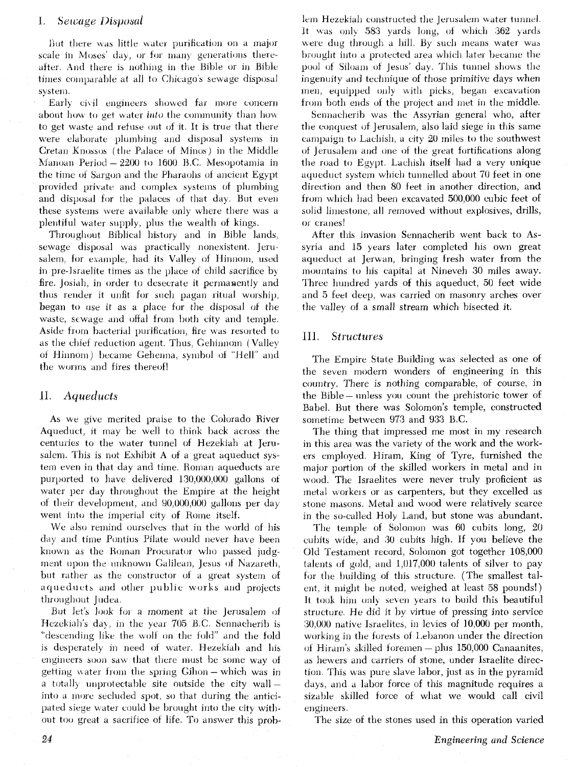## I. *Sewage Disposal*

But there was little water purification on a major scale in Moses' day, or for many generations thereafter. And there is nothing in the Bible or in Bible times comparable at all to Chicago's sewage disposal system.

Early civil engineers showed far more concern about how to get water *into* the community than how to get waste and refuse out of it. It is true that there were elaborate plumbing and disposal systems in Cretan Knossos (the Palace of Minos) in the Middle Manoan Period – 2200 to 1600 B.C. Mesopotamia in the time of Sargon and the Pharaohs of ancient Egypt provided private and complex systems of plumbing and disposal for the palaces of that day. But even these systems were available only where there was a plentiful water supply, plus the wealth of kings.

Throughout Biblical history and in Bible lands, sewage disposal was practically nonexistent. Jerusalem, for example, had its Valley of Hinnom, used in pre-Israelite times as the place of child sacrifice by fire. Josiah, in order to desecrate it permanently and thus render it unfit for such pagan ritual worship, began to use it as a place for the disposal of the waste, sewage and offal from both city and temple. Aside from bacterial purification, fire was resorted to as the chief reduction agent. Thus, Gehinnom (Valley of Hinnom) became Gehenna, symbol of "Hell" and the worms and fires thereof!

## II. *Aqueducts*

As we give merited praise to the Colorado River Aqueduct, it may be well to think back across the centuries to the water tunnel of Hezekiah at Jerusalem. This is not Exhibit A of a great aqueduct system even in that day and time. Roman aqueducts are purported to have delivered 130,000,000 gallons of water per day throughout the Empire at the height of their development, and 90,000,000 gallons per day went into the imperial city of Rome itself.

We also remind ourselves that in the world of his day and time Pontius Pilate would never have been known as the Roman Procurator who passed judgment upon the unknown Galilean, Jesus of Nazareth, but rather as the constructor of a great system of aqueducts and other public works and projects throughout Judea.

But let's look for a moment at the Jerusalem of Hezekiah's day, in the year 705 B.C. Sennacherib is "descending like the wolf on the fold" and the fold is desperately in need of water. Hezekiah and his engineers soon saw that there must be some way of getting water from the spring Gihon – which was in a totally unprotectable site outside the city wall – into a more secluded spot, so that during the anticipated siege water could be brought into the city without too great a sacrifice of life. To answer this problem Hezekiah constructed the Jerusalem water tunnel. It was only 583 yards long, of which 362 yards were dug through a hill. By such means water was brought into a protected area which later became the pool of Siloam of Jesus' day. This tunnel shows the ingenuity and technique of those primitive days when men, equipped only with picks, began excavation from both ends of the project and met in the middle.

Sennacherib was the Assyrian general who, after the conquest of Jerusalem, also laid siege in this same campaign to Lachish, a city 20 miles to the southwest of Jerusalem and one of the great fortifications along the road to Egypt. Lachish itself had a very unique aqueduct system which tunnelled about 70 feet in one direction and then 80 feet in another direction, and from which had been excavated 500,000 cubic feet of solid limestone, all removed without explosives, drills, or cranes!

After this invasion Sennacherib went back to Assyria and 15 years later completed his own great aqueduct at Jerwan, bringing fresh water from the mountains to his capital at Nineveh 30 miles away. Three hundred yards of this aqueduct, 50 feet wide and 5 feet deep, was carried on masonry arches over the valley of a small stream which bisected it.

## III. *Structures*

The Empire State Building was selected as one of the seven modern wonders of engineering in this country. There is nothing comparable, of course, in the Bible – unless you count the prehistoric tower of Babel. But there was Solomon's temple, constructed sometime between 973 and 933 B.C.

The thing that impressed me most in my research in this area was the variety of the work and the workers employed. Hiram, King of Tyre, furnished the major portion of the skilled workers in metal and in wood. The Israelites were never truly proficient as metal workers or as carpenters, but they excelled as stone masons. Metal and wood were relatively scarce in the so-called Holy Land, but stone was abundant.

The temple of Solomon was 60 cubits long, 20 cubits wide, and 30 cubits high. If you believe the Old Testament record, Solomon got together 108,000 talents of gold, and 1,017,000 talents of silver to pay for the building of this structure. (The smallest talent, it might be noted, weighed at least 58 pounds!) It took him only seven years to build this beautiful structure. He did it by virtue of pressing into service 30,000 native Israelites, in levies of 10,000 per month, working in the forests of Lebanon under the direction of Hiram's skilled foremen – plus 150,000 Canaanites, as hewers and carriers of stone, under Israelite direction. This was pure slave labor, just as in the pyramid days, and a labor force of this magnitude requires a sizable skilled force of what we would call civil engineers.

The size of the stones used in this operation varied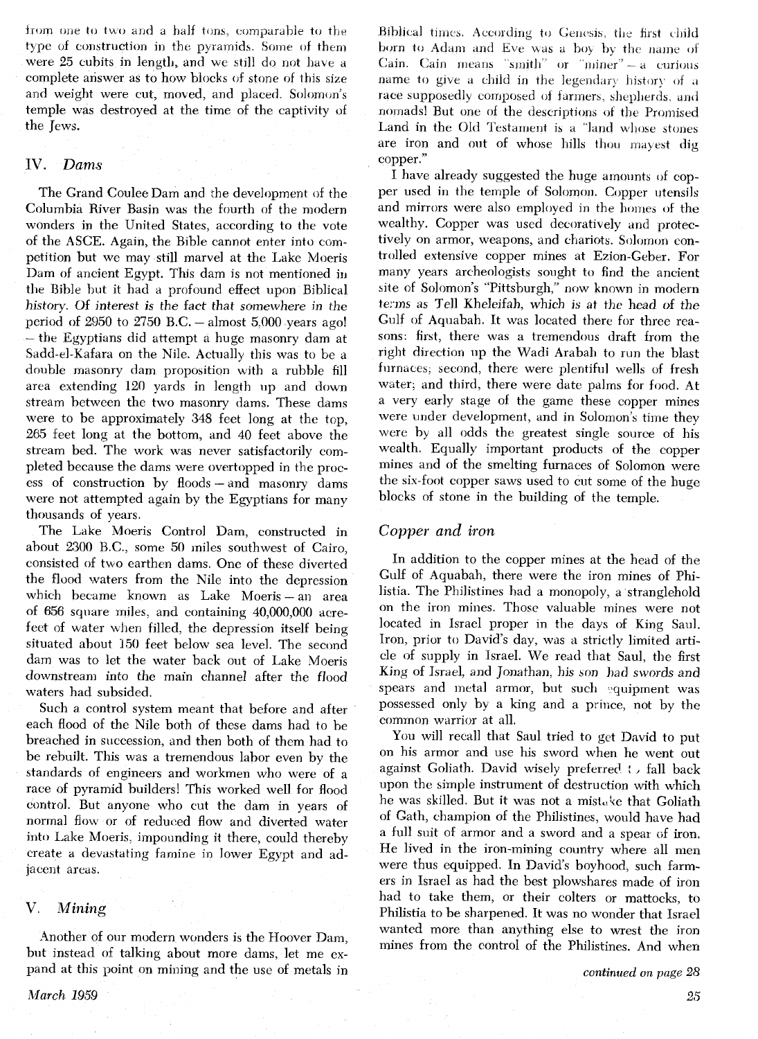from one to two and a half tons, comparable to the type of construction in the pyramids. Some of them were 25 cubits in length, and we still do not have a complete answer as to how blocks of stone of this size and weight were cut, moved, and placed. Solomon's temple was destroyed at the time of the captivity of the Jews.

## IV. *Dams*

The Grand Coulee Dam and the development of the Columbia River Basin was the fourth of the modern wonders in the United States, according to the vote of the ASCE. Again, the Bible cannot enter into competition but we may still marvel at the Lake Moeris Dam of ancient Egypt. This dam is not mentioned in the Bible but it had a profound effect upon Biblical history. Of interest is the fact that somewhere in the period of 2950 to 2750 B.C. – almost 5,000 years ago! – the Egyptians did attempt a huge masonry dam at Sadd-el-Kafara on the Nile. Actually this was to be a double masonry dam proposition with a rubble fill area extending 120 yards in length up and down stream between the two masonry dams. These dams were to be approximately 348 feet long at the top, 265 feet long at the bottom, and 40 feet above the stream bed. The work was never satisfactorily completed because the dams were overtopped in the process of construction by floods – and masonry dams were not attempted again by the Egyptians for many thousands of years.

The Lake Moeris Control Dam, constructed in about 2300 B.C., some 50 miles southwest of Cairo, consisted of two earthen dams. One of these diverted the flood waters from the Nile into the depression which became known as Lake Moeris – an area of 656 square miles, and containing 40,000,000 acre-feet of water when filled, the depression itself being situated about 150 feet below sea level. The second dam was to let the water back out of Lake Moeris downstream into the main channel after the flood waters had subsided.

Such a control system meant that before and after each flood of the Nile both of these dams had to be breached in succession, and then both of them had to be rebuilt. This was a tremendous labor even by the standards of engineers and workmen who were of a race of pyramid builders! This worked well for flood control. But anyone who cut the dam in years of normal flow or of reduced flow and diverted water into Lake Moeris, impounding it there, could thereby create a devastating famine in lower Egypt and adjacent areas.

## V. *Mining*

Another of our modern wonders is the Hoover Dam, but instead of talking about more dams, let me expand at this point on mining and the use of metals in Biblical times. According to Genesis, the first child born to Adam and Eve was a boy by the name of Cain. Cain means "smith" or "miner" – a curious name to give a child in the legendary history of a race supposedly composed of farmers, shepherds, and nomads! But one of the descriptions of the Promised Land in the Old Testament is a "land whose stones are iron and out of whose hills thou mayest dig copper."

I have already suggested the huge amounts of copper used in the temple of Solomon. Copper utensils and mirrors were also employed in the homes of the wealthy. Copper was used decoratively and protectively on armor, weapons, and chariots. Solomon controlled extensive copper mines at Ezion-Geber. For many years archeologists sought to find the ancient site of Solomon's "Pittsburgh," now known in modern terms as Tell Kheleifah, which is at the head of the Gulf of Aquabah. It was located there for three reasons: first, there was a tremendous draft from the right direction up the Wadi Arabah to run the blast furnaces; second, there were plentiful wells of fresh water; and third, there were date palms for food. At a very early stage of the game these copper mines were under development, and in Solomon's time they were by all odds the greatest single source of his wealth. Equally important products of the copper mines and of the smelting furnaces of Solomon were the six-foot copper saws used to cut some of the huge blocks of stone in the building of the temple.

### *Copper and iron*

In addition to the copper mines at the head of the Gulf of Aquabah, there were the iron mines of Philistia. The Philistines had a monopoly, a stranglehold on the iron mines. Those valuable mines were not located in Israel proper in the days of King Saul. Iron, prior to David's day, was a strictly limited article of supply in Israel. We read that Saul, the first King of Israel, and Jonathan, his son had swords and spears and metal armor, but such equipment was possessed only by a king and a prince, not by the common warrior at all.

You will recall that Saul tried to get David to put on his armor and use his sword when he went out against Goliath. David wisely preferred to fall back upon the simple instrument of destruction with which he was skilled. But it was not a mistake that Goliath of Gath, champion of the Philistines, would have had a full suit of armor and a sword and a spear of iron. He lived in the iron-mining country where all men were thus equipped. In David's boyhood, such farmers in Israel as had the best plowshares made of iron had to take them, or their colters or mattocks, to Philistia to be sharpened. It was no wonder that Israel wanted more than anything else to wrest the iron mines from the control of the Philistines. And when

*continued on page 28*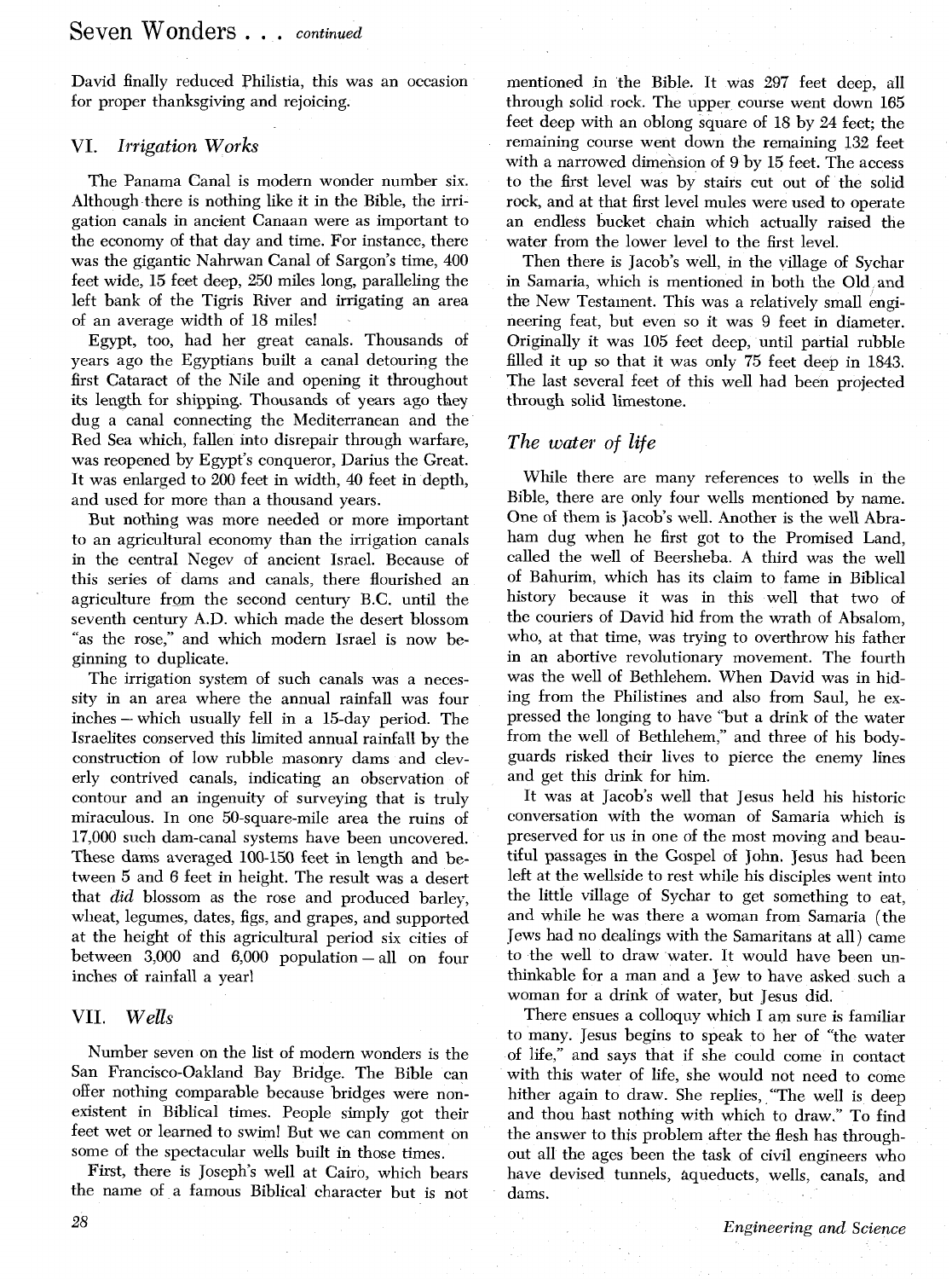David finally reduced Philistia, this was an occasion for proper thanksgiving and rejoicing.

## VI. *Irrigation Works*

The Panama Canal is modern wonder number six. Although there is nothing like it in the Bible, the irrigation canals in ancient Canaan were as important to the economy of that day and time. For instance, there was the gigantic Nahrwan Canal of Sargon's time, 400 feet wide, 15 feet deep, 250 miles long, paralleling the left bank of the Tigris River and irrigating an area of an average width of 18 miles!

Egypt, too, had her great canals. Thousands of years ago the Egyptians built a canal detouring the first Cataract of the Nile and opening it throughout its length for shipping. Thousands of years ago they dug a canal connecting the Mediterranean and the Red Sea which, fallen into disrepair through warfare, was reopened by Egypt's conqueror, Darius the Great. It was enlarged to 200 feet in width, 40 feet in depth, and used for more than a thousand years.

But nothing was more needed or more important to an agricultural economy than the irrigation canals in the central Negev of ancient Israel. Because of this series of dams and canals, there flourished an agriculture from the second century B.C. until the seventh century A.D. which made the desert blossom "as the rose," and which modern Israel is now beginning to duplicate.

The irrigation system of such canals was a necessity in an area where the annual rainfall was four inches – which usually fell in a 15-day period. The Israelites conserved this limited annual rainfall by the construction of low rubble masonry dams and cleverly contrived canals, indicating an observation of contour and an ingenuity of surveying that is truly miraculous. In one 50-square-mile area the ruins of 17,000 such dam-canal systems have been uncovered. These dams averaged 100-150 feet in length and between 5 and 6 feet in height. The result was a desert that *did* blossom as the rose and produced barley, wheat, legumes, dates, figs, and grapes, and supported at the height of this agricultural period six cities of between 3,000 and 6,000 population – all on four inches of rainfall a year!

## VII. *Wells*

Number seven on the list of modern wonders is the San Francisco-Oakland Bay Bridge. The Bible can offer nothing comparable because bridges were nonexistent in Biblical times. People simply got their feet wet or learned to swim! But we can comment on some of the spectacular wells built in those times.

First, there is Joseph's well at Cairo, which bears the name of a famous Biblical character but is not mentioned in the Bible. It was 297 feet deep, all through solid rock. The upper course went down 165 feet deep with an oblong square of 18 by 24 feet; the remaining course went down the remaining 132 feet with a narrowed dimension of 9 by 15 feet. The access to the first level was by stairs cut out of the solid rock, and at that first level mules were used to operate an endless bucket chain which actually raised the water from the lower level to the first level.

Then there is Jacob's well, in the village of Sychar in Samaria, which is mentioned in both the Old and the New Testament. This was a relatively small engineering feat, but even so it was 9 feet in diameter. Originally it was 105 feet deep, until partial rubble filled it up so that it was only 75 feet deep in 1843. The last several feet of this well had been projected through solid limestone.

### *The water of life*

While there are many references to wells in the Bible, there are only four wells mentioned by name. One of them is Jacob's well. Another is the well Abraham dug when he first got to the Promised Land, called the well of Beersheba. A third was the well of Bahurim, which has its claim to fame in Biblical history because it was in this well that two of the couriers of David hid from the wrath of Absalom, who, at that time, was trying to overthrow his father in an abortive revolutionary movement. The fourth was the well of Bethlehem. When David was in hiding from the Philistines and also from Saul, he expressed the longing to have "but a drink of the water from the well of Bethlehem," and three of his bodyguards risked their lives to pierce the enemy lines and get this drink for him.

It was at Jacob's well that Jesus held his historic conversation with the woman of Samaria which is preserved for us in one of the most moving and beautiful passages in the Gospel of John. Jesus had been left at the wellside to rest while his disciples went into the little village of Sychar to get something to eat, and while he was there a woman from Samaria (the Jews had no dealings with the Samaritans at all) came to the well to draw water. It would have been unthinkable for a man and a Jew to have asked such a woman for a drink of water, but Jesus did.

There ensues a colloquy which I am sure is familiar to many. Jesus begins to speak to her of "the water of life," and says that if she could come in contact with this water of life, she would not need to come hither again to draw. She replies, "The well is deep and thou hast nothing with which to draw." To find the answer to this problem after the flesh has throughout all the ages been the task of civil engineers who have devised tunnels, aqueducts, wells, canals, and dams.